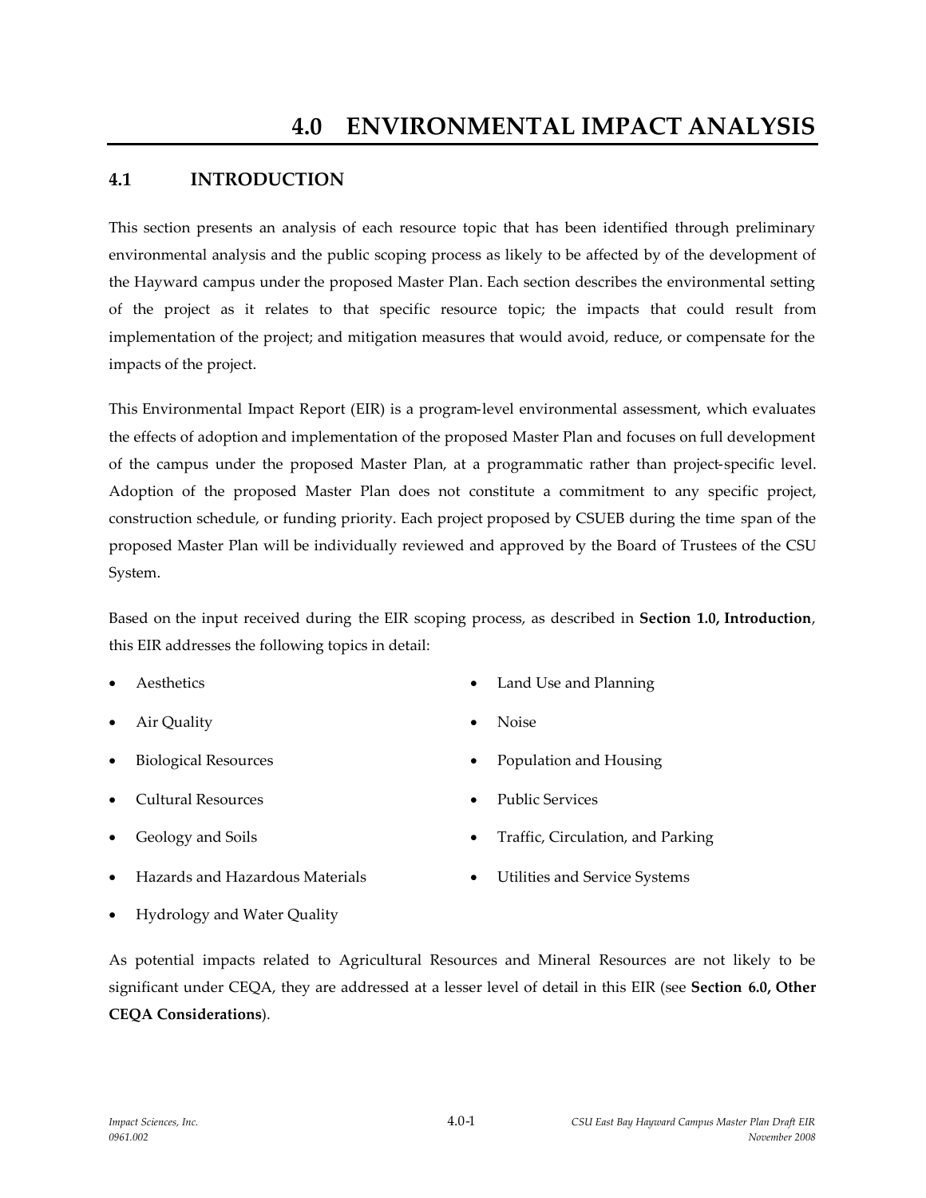# 4.0 ENVIRONMENTAL IMPACT ANALYSIS

## 4.1 INTRODUCTION

This section presents an analysis of each resource topic that has been identified through preliminary environmental analysis and the public scoping process as likely to be affected by of the development of the Hayward campus under the proposed Master Plan. Each section describes the environmental setting of the project as it relates to that specific resource topic; the impacts that could result from implementation of the project; and mitigation measures that would avoid, reduce, or compensate for the impacts of the project.

This Environmental Impact Report (EIR) is a program-level environmental assessment, which evaluates the effects of adoption and implementation of the proposed Master Plan and focuses on full development of the campus under the proposed Master Plan, at a programmatic rather than project-specific level. Adoption of the proposed Master Plan does not constitute a commitment to any specific project, construction schedule, or funding priority. Each project proposed by CSUEB during the time span of the proposed Master Plan will be individually reviewed and approved by the Board of Trustees of the CSU System.

Based on the input received during the EIR scoping process, as described in **Section 1.0, Introduction**, this EIR addresses the following topics in detail:

- Aesthetics
- Air Quality
- Biological Resources
- Cultural Resources
- Geology and Soils
- Hazards and Hazardous Materials
- Hydrology and Water Quality
- Land Use and Planning
- Noise
- Population and Housing
- Public Services
- Traffic, Circulation, and Parking
- Utilities and Service Systems

As potential impacts related to Agricultural Resources and Mineral Resources are not likely to be significant under CEQA, they are addressed at a lesser level of detail in this EIR (see **Section 6.0, Other CEQA Considerations**).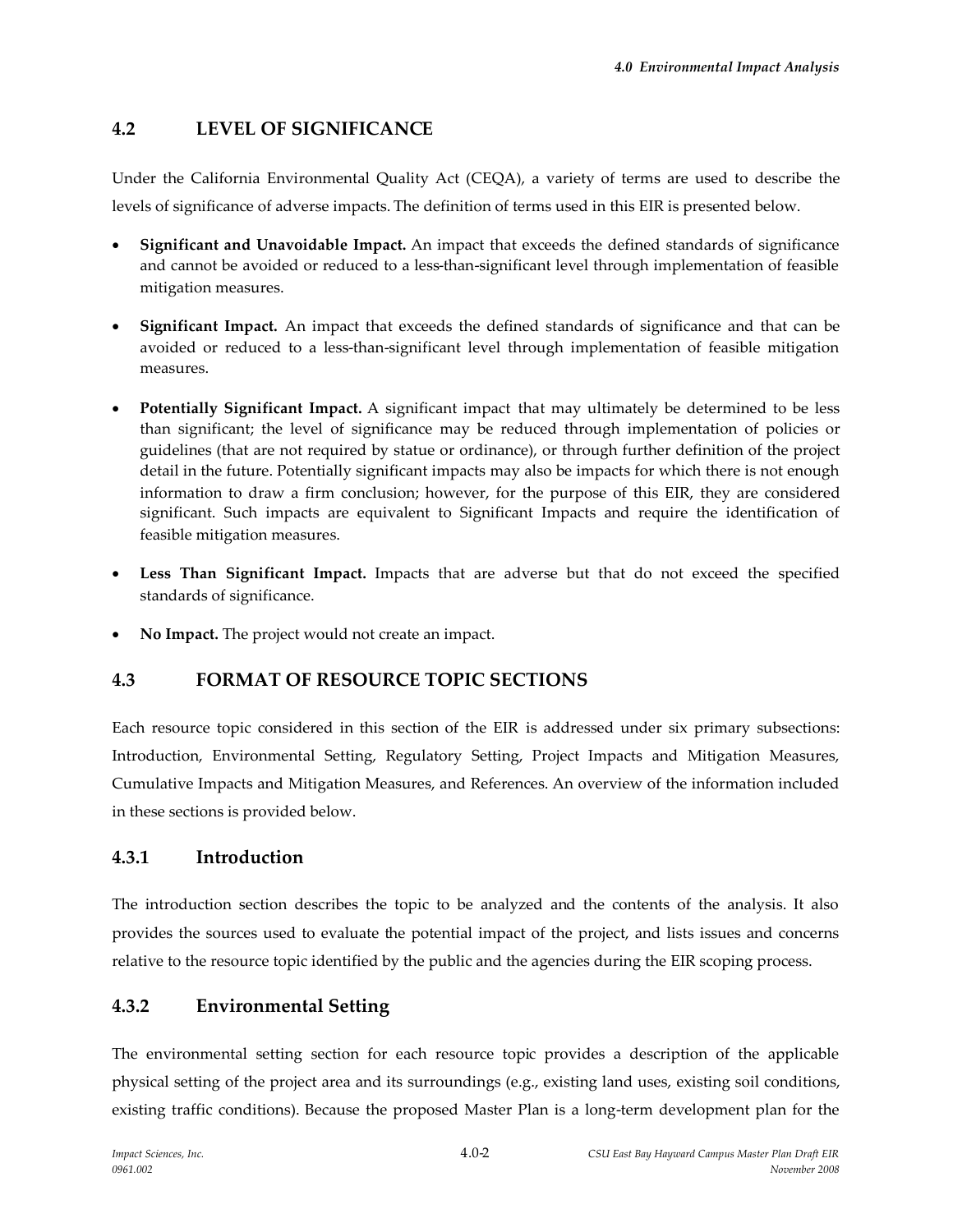## 4.2 LEVEL OF SIGNIFICANCE

Under the California Environmental Quality Act (CEQA), a variety of terms are used to describe the levels of significance of adverse impacts. The definition of terms used in this EIR is presented below.

- **Significant and Unavoidable Impact.** An impact that exceeds the defined standards of significance and cannot be avoided or reduced to a less-than-significant level through implementation of feasible mitigation measures.
- **Significant Impact.** An impact that exceeds the defined standards of significance and that can be avoided or reduced to a less-than-significant level through implementation of feasible mitigation measures.
- **Potentially Significant Impact.** A significant impact that may ultimately be determined to be less than significant; the level of significance may be reduced through implementation of policies or guidelines (that are not required by statue or ordinance), or through further definition of the project detail in the future. Potentially significant impacts may also be impacts for which there is not enough information to draw a firm conclusion; however, for the purpose of this EIR, they are considered significant. Such impacts are equivalent to Significant Impacts and require the identification of feasible mitigation measures.
- **Less Than Significant Impact.** Impacts that are adverse but that do not exceed the specified standards of significance.
- **No Impact.** The project would not create an impact.

## 4.3 FORMAT OF RESOURCE TOPIC SECTIONS

Each resource topic considered in this section of the EIR is addressed under six primary subsections: Introduction, Environmental Setting, Regulatory Setting, Project Impacts and Mitigation Measures, Cumulative Impacts and Mitigation Measures, and References. An overview of the information included in these sections is provided below.

### 4.3.1 Introduction

The introduction section describes the topic to be analyzed and the contents of the analysis. It also provides the sources used to evaluate the potential impact of the project, and lists issues and concerns relative to the resource topic identified by the public and the agencies during the EIR scoping process.

### 4.3.2 Environmental Setting

The environmental setting section for each resource topic provides a description of the applicable physical setting of the project area and its surroundings (e.g., existing land uses, existing soil conditions, existing traffic conditions). Because the proposed Master Plan is a long-term development plan for the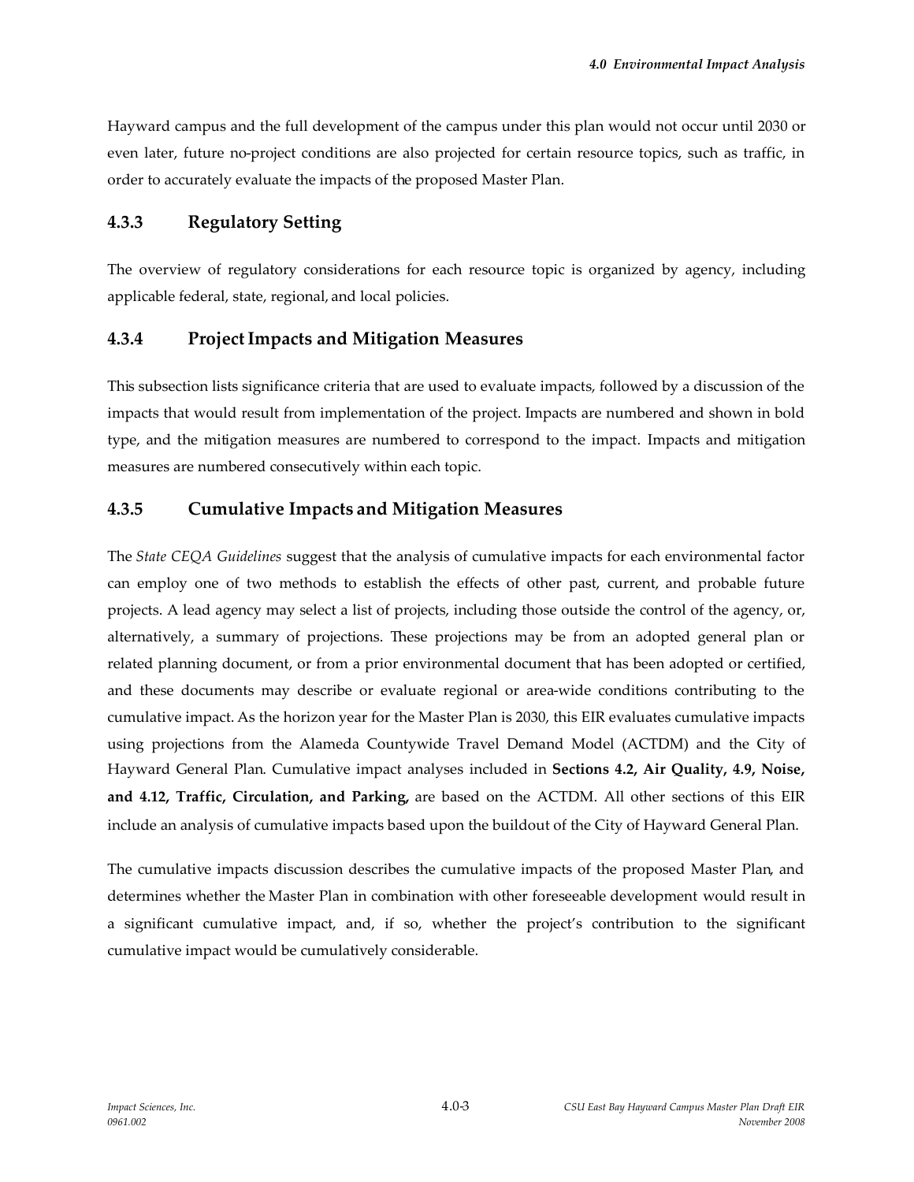Hayward campus and the full development of the campus under this plan would not occur until 2030 or even later, future no-project conditions are also projected for certain resource topics, such as traffic, in order to accurately evaluate the impacts of the proposed Master Plan.

### 4.3.3 Regulatory Setting

The overview of regulatory considerations for each resource topic is organized by agency, including applicable federal, state, regional, and local policies.

### 4.3.4 Project Impacts and Mitigation Measures

This subsection lists significance criteria that are used to evaluate impacts, followed by a discussion of the impacts that would result from implementation of the project. Impacts are numbered and shown in bold type, and the mitigation measures are numbered to correspond to the impact. Impacts and mitigation measures are numbered consecutively within each topic.

### 4.3.5 Cumulative Impacts and Mitigation Measures

The *State CEQA Guidelines* suggest that the analysis of cumulative impacts for each environmental factor can employ one of two methods to establish the effects of other past, current, and probable future projects. A lead agency may select a list of projects, including those outside the control of the agency, or, alternatively, a summary of projections. These projections may be from an adopted general plan or related planning document, or from a prior environmental document that has been adopted or certified, and these documents may describe or evaluate regional or area-wide conditions contributing to the cumulative impact. As the horizon year for the Master Plan is 2030, this EIR evaluates cumulative impacts using projections from the Alameda Countywide Travel Demand Model (ACTDM) and the City of Hayward General Plan. Cumulative impact analyses included in **Sections 4.2, Air Quality, 4.9, Noise, and 4.12, Traffic, Circulation, and Parking,** are based on the ACTDM. All other sections of this EIR include an analysis of cumulative impacts based upon the buildout of the City of Hayward General Plan.

The cumulative impacts discussion describes the cumulative impacts of the proposed Master Plan, and determines whether the Master Plan in combination with other foreseeable development would result in a significant cumulative impact, and, if so, whether the project's contribution to the significant cumulative impact would be cumulatively considerable.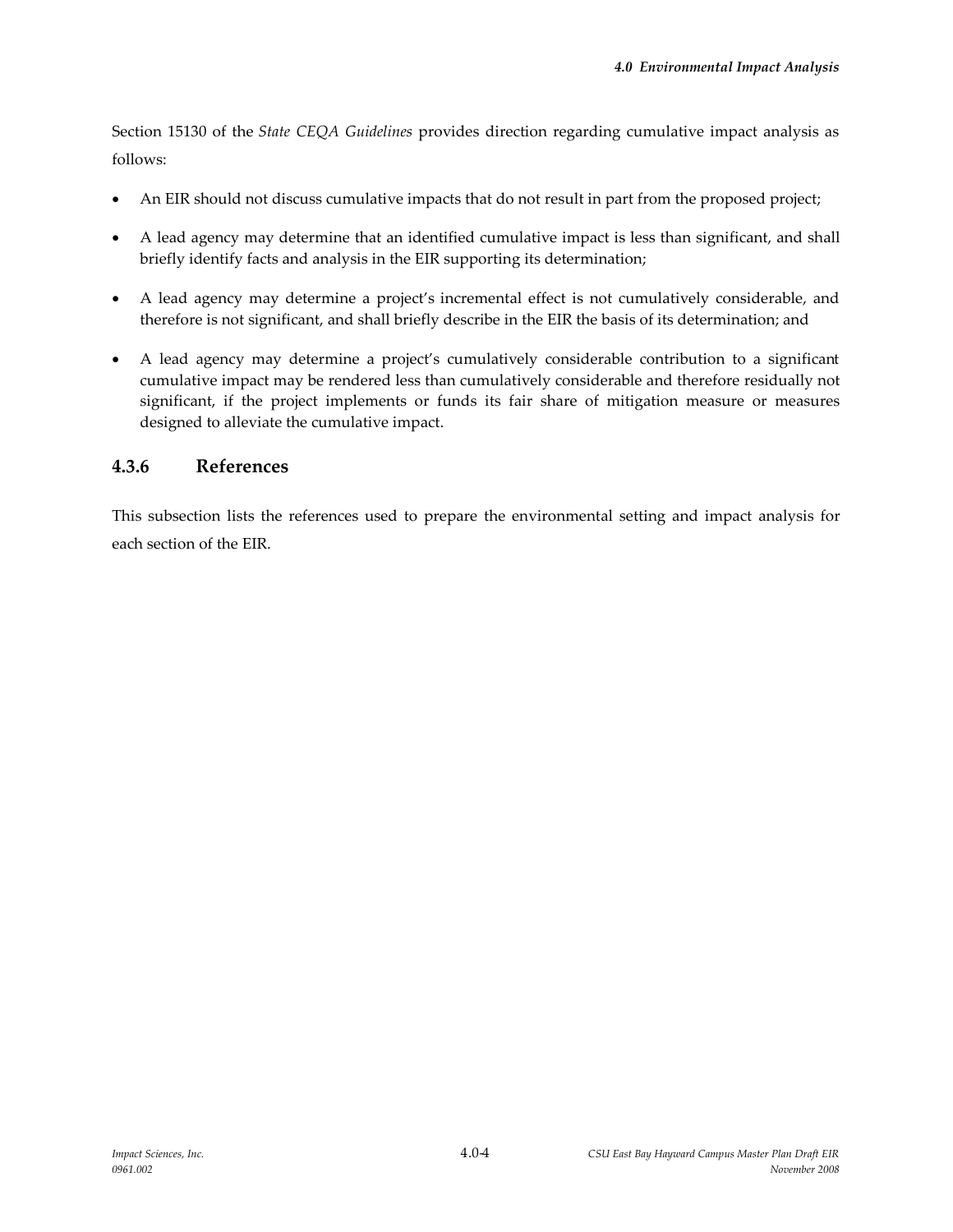Section 15130 of the *State CEQA Guidelines* provides direction regarding cumulative impact analysis as follows:

- An EIR should not discuss cumulative impacts that do not result in part from the proposed project;
- A lead agency may determine that an identified cumulative impact is less than significant, and shall briefly identify facts and analysis in the EIR supporting its determination;
- A lead agency may determine a project's incremental effect is not cumulatively considerable, and therefore is not significant, and shall briefly describe in the EIR the basis of its determination; and
- A lead agency may determine a project's cumulatively considerable contribution to a significant cumulative impact may be rendered less than cumulatively considerable and therefore residually not significant, if the project implements or funds its fair share of mitigation measure or measures designed to alleviate the cumulative impact.

### 4.3.6 References

This subsection lists the references used to prepare the environmental setting and impact analysis for each section of the EIR.